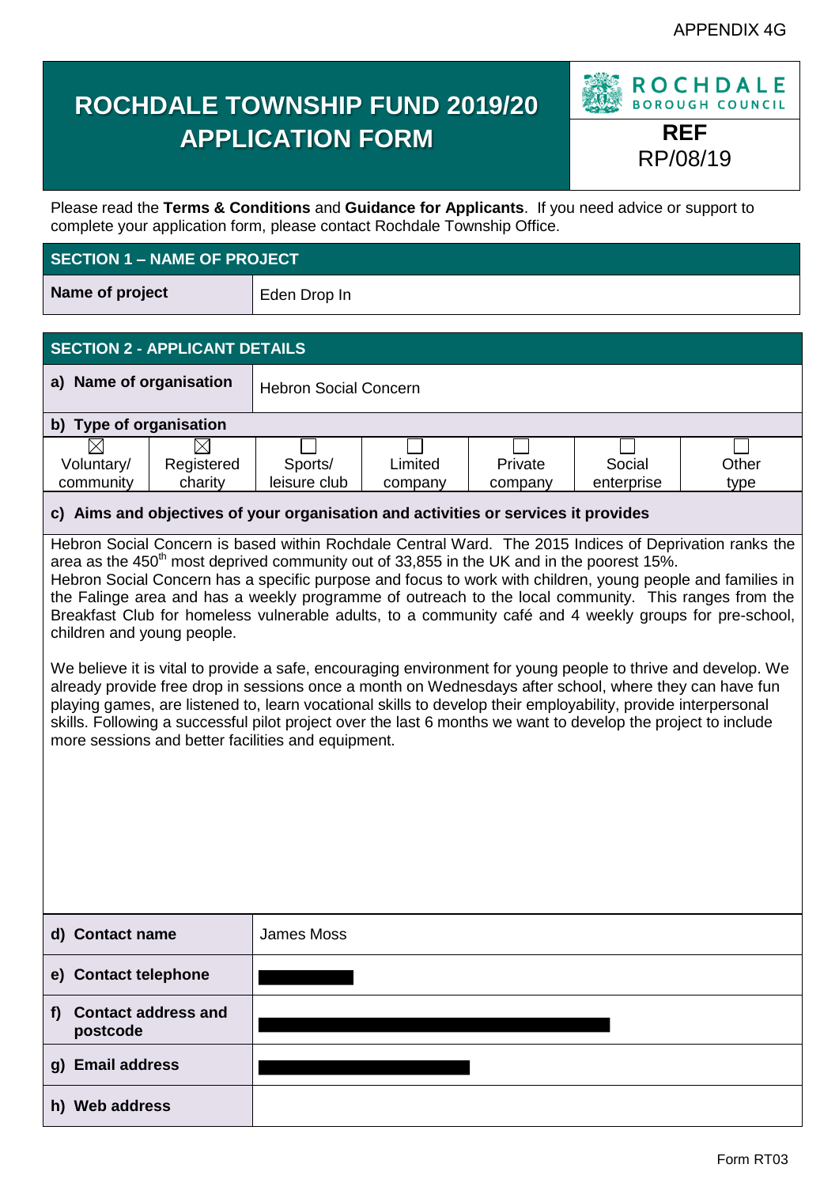APPENDIX 4G

# ROCHDALE TOWNSHIP FUND 2019/20 APPLICATION FORM

ROCHDALE BOROUGH COUNCIL

**REF**
RP/08/19

Please read the **Terms & Conditions** and **Guidance for Applicants**. If you need advice or support to complete your application form, please contact Rochdale Township Office.

## SECTION 1 – NAME OF PROJECT

| **Name of project** | Eden Drop In |
|---|---|

## SECTION 2 - APPLICANT DETAILS

| **a) Name of organisation** | Hebron Social Concern |
|---|---|

**b) Type of organisation**

| ☒ Voluntary/ community | ☒ Registered charity | ☐ Sports/ leisure club | ☐ Limited company | ☐ Private company | ☐ Social enterprise | ☐ Other type |
|---|---|---|---|---|---|---|

**c) Aims and objectives of your organisation and activities or services it provides**

Hebron Social Concern is based within Rochdale Central Ward. The 2015 Indices of Deprivation ranks the area as the 450th most deprived community out of 33,855 in the UK and in the poorest 15%.
Hebron Social Concern has a specific purpose and focus to work with children, young people and families in the Falinge area and has a weekly programme of outreach to the local community. This ranges from the Breakfast Club for homeless vulnerable adults, to a community café and 4 weekly groups for pre-school, children and young people.

We believe it is vital to provide a safe, encouraging environment for young people to thrive and develop. We already provide free drop in sessions once a month on Wednesdays after school, where they can have fun playing games, are listened to, learn vocational skills to develop their employability, provide interpersonal skills. Following a successful pilot project over the last 6 months we want to develop the project to include more sessions and better facilities and equipment.

| | |
|---|---|
| **d) Contact name** | James Moss |
| **e) Contact telephone** | [REDACTED] |
| **f) Contact address and postcode** | [REDACTED] |
| **g) Email address** | [REDACTED] |
| **h) Web address** | |

Form RT03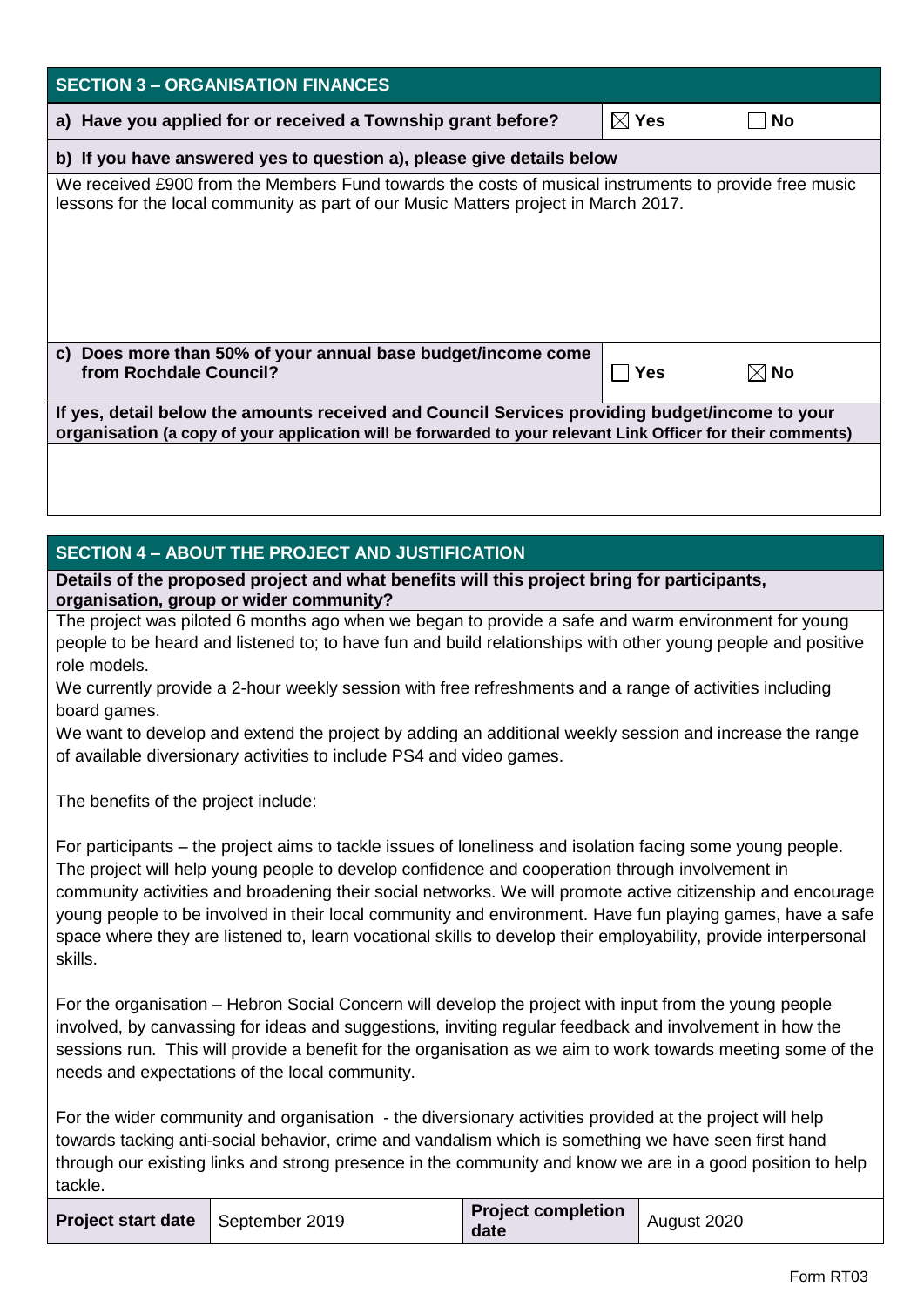## SECTION 3 – ORGANISATION FINANCES

| **a) Have you applied for or received a Township grant before?** | ☒ **Yes** | ☐ **No** |
|---|---|---|

**b) If you have answered yes to question a), please give details below**

We received £900 from the Members Fund towards the costs of musical instruments to provide free music lessons for the local community as part of our Music Matters project in March 2017.

| **c) Does more than 50% of your annual base budget/income come from Rochdale Council?** | ☐ **Yes** | ☒ **No** |
|---|---|---|

**If yes, detail below the amounts received and Council Services providing budget/income to your organisation** **(a copy of your application will be forwarded to your relevant Link Officer for their comments)**

## SECTION 4 – ABOUT THE PROJECT AND JUSTIFICATION

**Details of the proposed project and what benefits will this project bring for participants, organisation, group or wider community?**

The project was piloted 6 months ago when we began to provide a safe and warm environment for young people to be heard and listened to; to have fun and build relationships with other young people and positive role models.

We currently provide a 2-hour weekly session with free refreshments and a range of activities including board games.

We want to develop and extend the project by adding an additional weekly session and increase the range of available diversionary activities to include PS4 and video games.

The benefits of the project include:

For participants – the project aims to tackle issues of loneliness and isolation facing some young people. The project will help young people to develop confidence and cooperation through involvement in community activities and broadening their social networks. We will promote active citizenship and encourage young people to be involved in their local community and environment. Have fun playing games, have a safe space where they are listened to, learn vocational skills to develop their employability, provide interpersonal skills.

For the organisation – Hebron Social Concern will develop the project with input from the young people involved, by canvassing for ideas and suggestions, inviting regular feedback and involvement in how the sessions run. This will provide a benefit for the organisation as we aim to work towards meeting some of the needs and expectations of the local community.

For the wider community and organisation - the diversionary activities provided at the project will help towards tacking anti-social behavior, crime and vandalism which is something we have seen first hand through our existing links and strong presence in the community and know we are in a good position to help tackle.

| **Project start date** | September 2019 | **Project completion date** | August 2020 |
|---|---|---|---|

Form RT03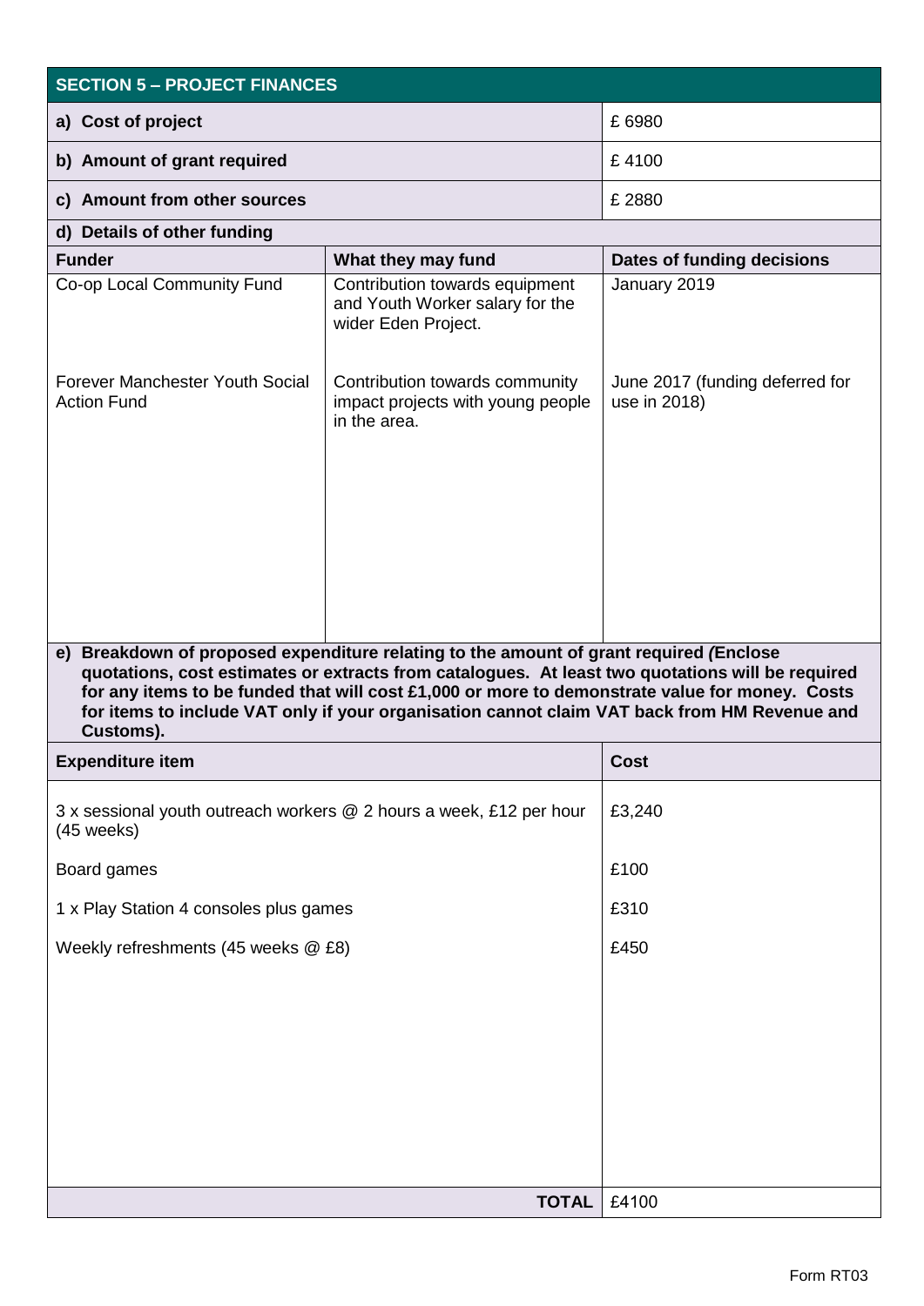## SECTION 5 – PROJECT FINANCES

| | |
|---|---|
| **a) Cost of project** | £ 6980 |
| **b) Amount of grant required** | £ 4100 |
| **c) Amount from other sources** | £ 2880 |

**d) Details of other funding**

| Funder | What they may fund | Dates of funding decisions |
|---|---|---|
| Co-op Local Community Fund | Contribution towards equipment and Youth Worker salary for the wider Eden Project. | January 2019 |
| Forever Manchester Youth Social Action Fund | Contribution towards community impact projects with young people in the area. | June 2017 (funding deferred for use in 2018) |

**e) Breakdown of proposed expenditure relating to the amount of grant required *(*Enclose quotations, cost estimates or extracts from catalogues. At least two quotations will be required for any items to be funded that will cost £1,000 or more to demonstrate value for money. Costs for items to include VAT only if your organisation cannot claim VAT back from HM Revenue and Customs).**

| Expenditure item | Cost |
|---|---|
| 3 x sessional youth outreach workers @ 2 hours a week, £12 per hour (45 weeks) | £3,240 |
| Board games | £100 |
| 1 x Play Station 4 consoles plus games | £310 |
| Weekly refreshments (45 weeks @ £8) | £450 |
| **TOTAL** | £4100 |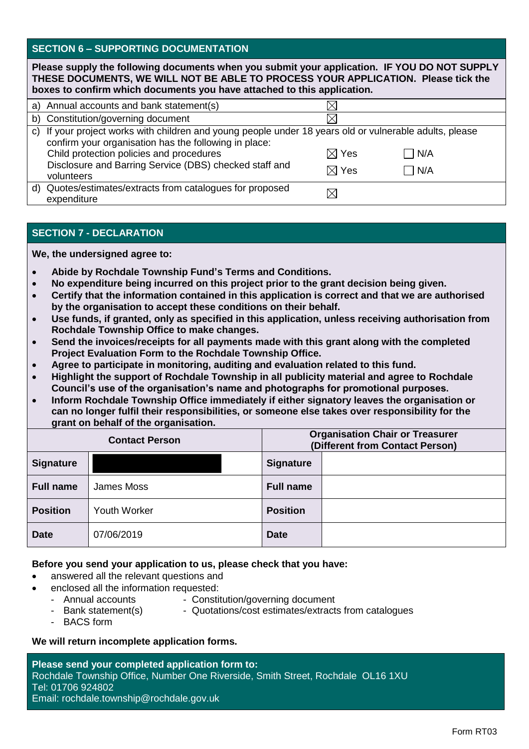## SECTION 6 – SUPPORTING DOCUMENTATION

**Please supply the following documents when you submit your application. IF YOU DO NOT SUPPLY THESE DOCUMENTS, WE WILL NOT BE ABLE TO PROCESS YOUR APPLICATION. Please tick the boxes to confirm which documents you have attached to this application.**

| | | |
|---|---|---|
| a) Annual accounts and bank statement(s) | ☒ | |
| b) Constitution/governing document | ☒ | |
| c) If your project works with children and young people under 18 years old or vulnerable adults, please confirm your organisation has the following in place: | | |
| Child protection policies and procedures | ☒ Yes | ☐ N/A |
| Disclosure and Barring Service (DBS) checked staff and volunteers | ☒ Yes | ☐ N/A |
| d) Quotes/estimates/extracts from catalogues for proposed expenditure | ☒ | |

## SECTION 7 - DECLARATION

**We, the undersigned agree to:**

- **Abide by Rochdale Township Fund's Terms and Conditions.**
- **No expenditure being incurred on this project prior to the grant decision being given.**
- **Certify that the information contained in this application is correct and that we are authorised by the organisation to accept these conditions on their behalf.**
- **Use funds, if granted, only as specified in this application, unless receiving authorisation from Rochdale Township Office to make changes.**
- **Send the invoices/receipts for all payments made with this grant along with the completed Project Evaluation Form to the Rochdale Township Office.**
- **Agree to participate in monitoring, auditing and evaluation related to this fund.**
- **Highlight the support of Rochdale Township in all publicity material and agree to Rochdale Council's use of the organisation's name and photographs for promotional purposes.**
- **Inform Rochdale Township Office immediately if either signatory leaves the organisation or can no longer fulfil their responsibilities, or someone else takes over responsibility for the grant on behalf of the organisation.**

| Contact Person | | Organisation Chair or Treasurer (Different from Contact Person) | |
|---|---|---|---|
| **Signature** | | **Signature** | |
| **Full name** | James Moss | **Full name** | |
| **Position** | Youth Worker | **Position** | |
| **Date** | 07/06/2019 | **Date** | |

**Before you send your application to us, please check that you have:**

- answered all the relevant questions and
- enclosed all the information requested:
  - Annual accounts
  - Bank statement(s)
  - BACS form
  - Constitution/governing document
  - Quotations/cost estimates/extracts from catalogues

**We will return incomplete application forms.**

**Please send your completed application form to:**
Rochdale Township Office, Number One Riverside, Smith Street, Rochdale OL16 1XU
Tel: 01706 924802
Email: rochdale.township@rochdale.gov.uk

Form RT03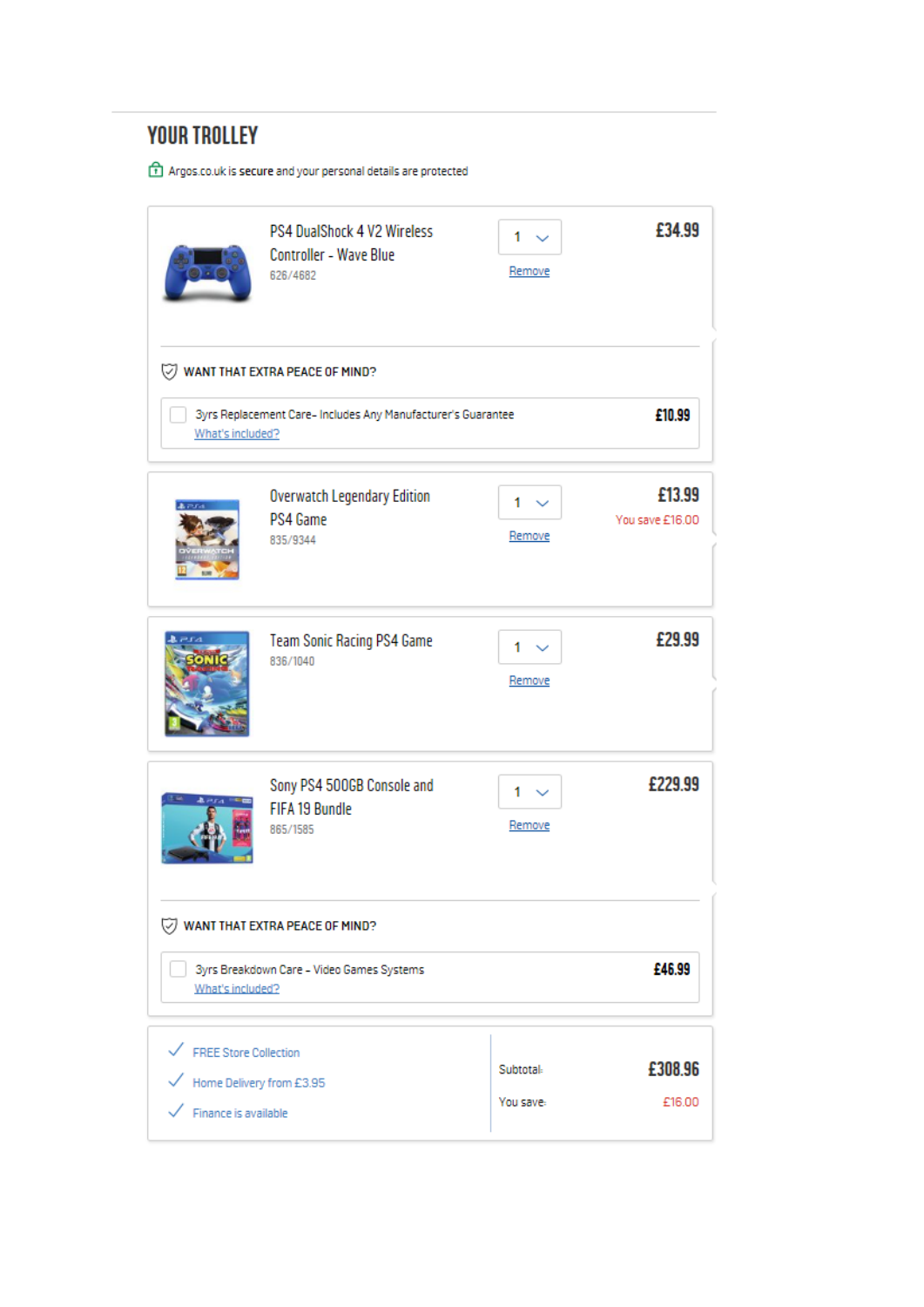# YOUR TROLLEY

Argos.co.uk is **secure** and your personal details are protected

PS4 DualShock 4 V2 Wireless Controller - Wave Blue
626/4682

1

Remove

£34.99

WANT THAT EXTRA PEACE OF MIND?

- [ ] 3yrs Replacement Care- Includes Any Manufacturer's Guarantee — £10.99
  What's included?

Overwatch Legendary Edition PS4 Game
835/9344

1

Remove

£13.99
You save £16.00

Team Sonic Racing PS4 Game
836/1040

1

Remove

£29.99

Sony PS4 500GB Console and FIFA 19 Bundle
865/1585

1

Remove

£229.99

WANT THAT EXTRA PEACE OF MIND?

- [ ] 3yrs Breakdown Care - Video Games Systems — £46.99
  What's included?

✓ FREE Store Collection

✓ Home Delivery from £3.95

✓ Finance is available

Subtotal: £308.96

You save: £16.00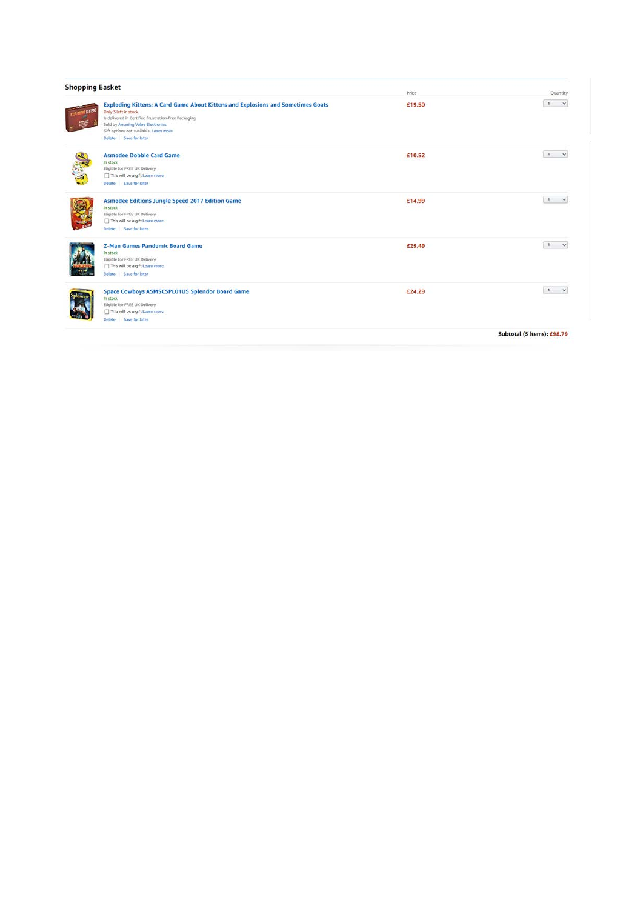## Shopping Basket

| | Price | Quantity |
|---|---|---|
| **Exploding Kittens: A Card Game About Kittens and Explosions and Sometimes Goats**<br>Only 5 left in stock.<br>Is delivered in Certified Frustration-Free Packaging<br>Sold by Amazing Value Electronics<br>Gift options not available. Learn more<br>Delete Save for later | £19.50 | 1 |
| **Asmodee Dobble Card Game**<br>In stock<br>Eligible for FREE UK Delivery<br>☐ This will be a gift Learn more<br>Delete Save for later | £10.52 | 1 |
| **Asmodee Editions Jungle Speed 2017 Edition Game**<br>In stock<br>Eligible for FREE UK Delivery<br>☐ This will be a gift Learn more<br>Delete Save for later | £14.99 | 1 |
| **Z-Man Games Pandemic Board Game**<br>In stock<br>Eligible for FREE UK Delivery<br>☐ This will be a gift Learn more<br>Delete Save for later | £29.49 | 1 |
| **Space Cowboys ASMSCSPL01US Splendor Board Game**<br>In stock<br>Eligible for FREE UK Delivery<br>☐ This will be a gift Learn more<br>Delete Save for later | £24.29 | 1 |

**Subtotal (5 items): £98.79**